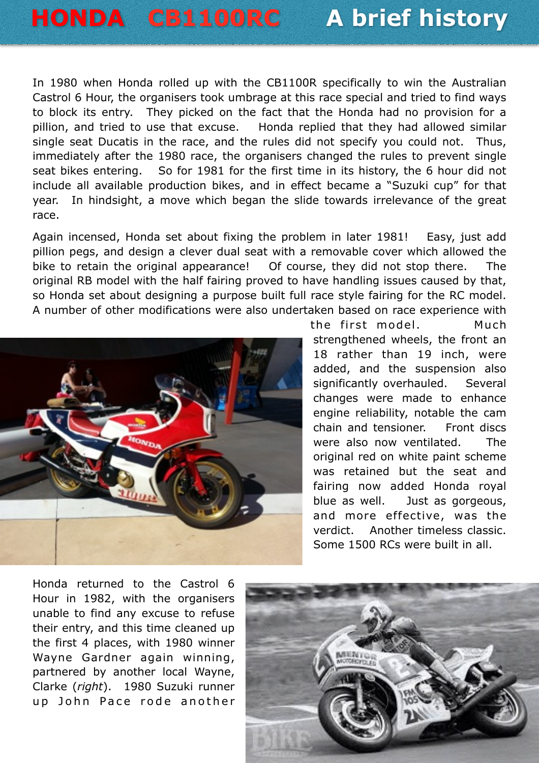# HONDA CB1100RC A brief history

In 1980 when Honda rolled up with the CB1100R specifically to win the Australian Castrol 6 Hour, the organisers took umbrage at this race special and tried to find ways to block its entry. They picked on the fact that the Honda had no provision for a pillion, and tried to use that excuse. Honda replied that they had allowed similar single seat Ducatis in the race, and the rules did not specify you could not. Thus, immediately after the 1980 race, the organisers changed the rules to prevent single seat bikes entering. So for 1981 for the first time in its history, the 6 hour did not include all available production bikes, and in effect became a "Suzuki cup" for that year. In hindsight, a move which began the slide towards irrelevance of the great race.

Again incensed, Honda set about fixing the problem in later 1981! Easy, just add pillion pegs, and design a clever dual seat with a removable cover which allowed the bike to retain the original appearance! Of course, they did not stop there. The original RB model with the half fairing proved to have handling issues caused by that, so Honda set about designing a purpose built full race style fairing for the RC model. A number of other modifications were also undertaken based on race experience with the first model. Much strengthened wheels, the front an 18 rather than 19 inch, were added, and the suspension also significantly overhauled. Several changes were made to enhance engine reliability, notable the cam chain and tensioner. Front discs were also now ventilated. The original red on white paint scheme was retained but the seat and fairing now added Honda royal blue as well. Just as gorgeous, and more effective, was the verdict. Another timeless classic. Some 1500 RCs were built in all.

Honda returned to the Castrol 6 Hour in 1982, with the organisers unable to find any excuse to refuse their entry, and this time cleaned up the first 4 places, with 1980 winner Wayne Gardner again winning, partnered by another local Wayne, Clarke (*right*). 1980 Suzuki runner up John Pace rode another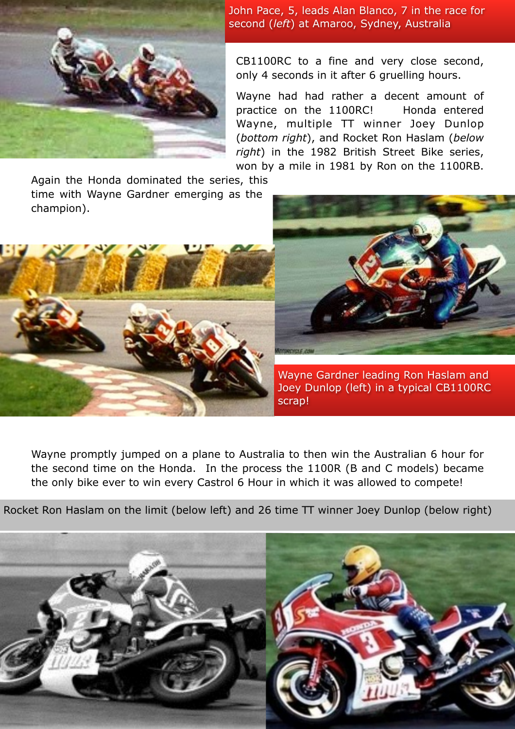John Pace, 5, leads Alan Blanco, 7 in the race for second (*left*) at Amaroo, Sydney, Australia

CB1100RC to a fine and very close second, only 4 seconds in it after 6 gruelling hours.

Wayne had had rather a decent amount of practice on the 1100RC! Honda entered Wayne, multiple TT winner Joey Dunlop (*bottom right*), and Rocket Ron Haslam (*below right*) in the 1982 British Street Bike series, won by a mile in 1981 by Ron on the 1100RB.

Again the Honda dominated the series, this time with Wayne Gardner emerging as the champion).

Wayne Gardner leading Ron Haslam and Joey Dunlop (left) in a typical CB1100RC scrap!

Wayne promptly jumped on a plane to Australia to then win the Australian 6 hour for the second time on the Honda. In the process the 1100R (B and C models) became the only bike ever to win every Castrol 6 Hour in which it was allowed to compete!

Rocket Ron Haslam on the limit (below left) and 26 time TT winner Joey Dunlop (below right)